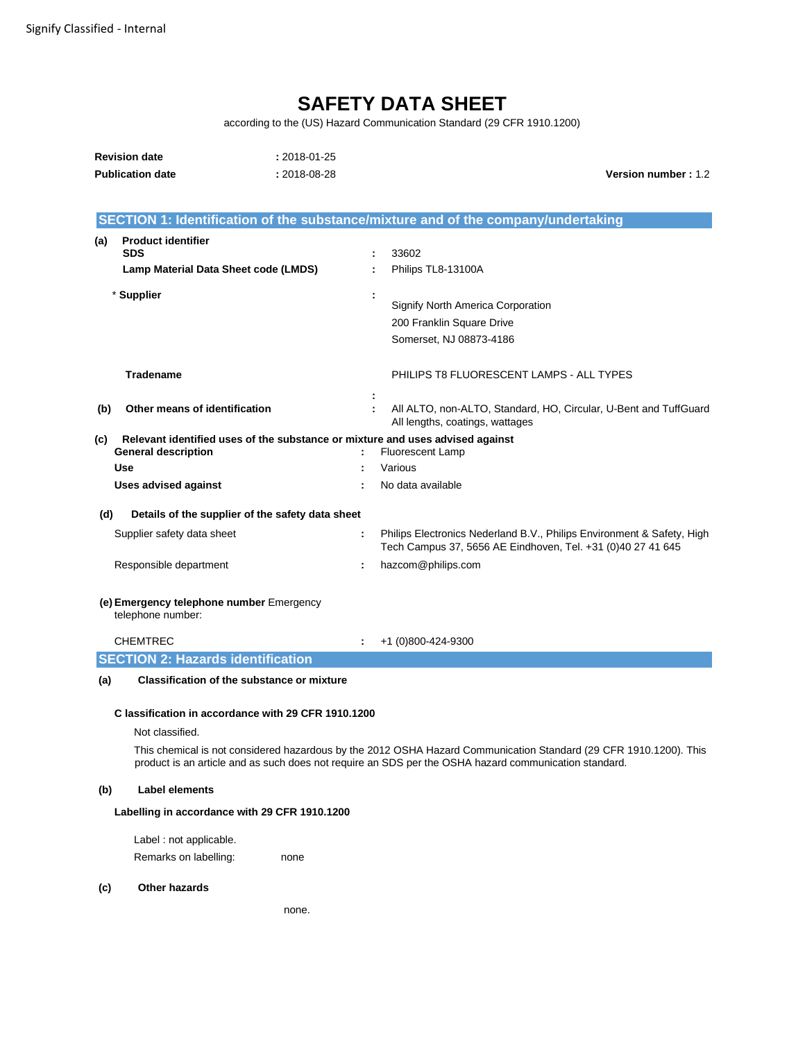# SAFETY DATA SHEET

according to the (US) Hazard Communication Standard (29 CFR 1910.1200)

**Revision date** : 2018-01-25
**Publication date** : 2018-08-28
**Version number :** 1.2

## SECTION 1: Identification of the substance/mixture and of the company/undertaking

**(a) Product identifier**

**SDS** : 33602

**Lamp Material Data Sheet code (LMDS)** : Philips TL8-13100A

\* **Supplier** :
Signify North America Corporation
200 Franklin Square Drive
Somerset, NJ 08873-4186

**Tradename** : PHILIPS T8 FLUORESCENT LAMPS - ALL TYPES

**(b) Other means of identification** : All ALTO, non-ALTO, Standard, HO, Circular, U-Bent and TuffGuard
All lengths, coatings, wattages

**(c) Relevant identified uses of the substance or mixture and uses advised against**

**General description** : Fluorescent Lamp

**Use** : Various

**Uses advised against** : No data available

**(d) Details of the supplier of the safety data sheet**

Supplier safety data sheet : Philips Electronics Nederland B.V., Philips Environment & Safety, High Tech Campus 37, 5656 AE Eindhoven, Tel. +31 (0)40 27 41 645

Responsible department : hazcom@philips.com

**(e) Emergency telephone number** Emergency telephone number:

CHEMTREC : +1 (0)800-424-9300

## SECTION 2: Hazards identification

**(a) Classification of the substance or mixture**

**C lassification in accordance with 29 CFR 1910.1200**

Not classified.

This chemical is not considered hazardous by the 2012 OSHA Hazard Communication Standard (29 CFR 1910.1200). This product is an article and as such does not require an SDS per the OSHA hazard communication standard.

**(b) Label elements**

**Labelling in accordance with 29 CFR 1910.1200**

Label : not applicable.

Remarks on labelling: none

**(c) Other hazards**

none.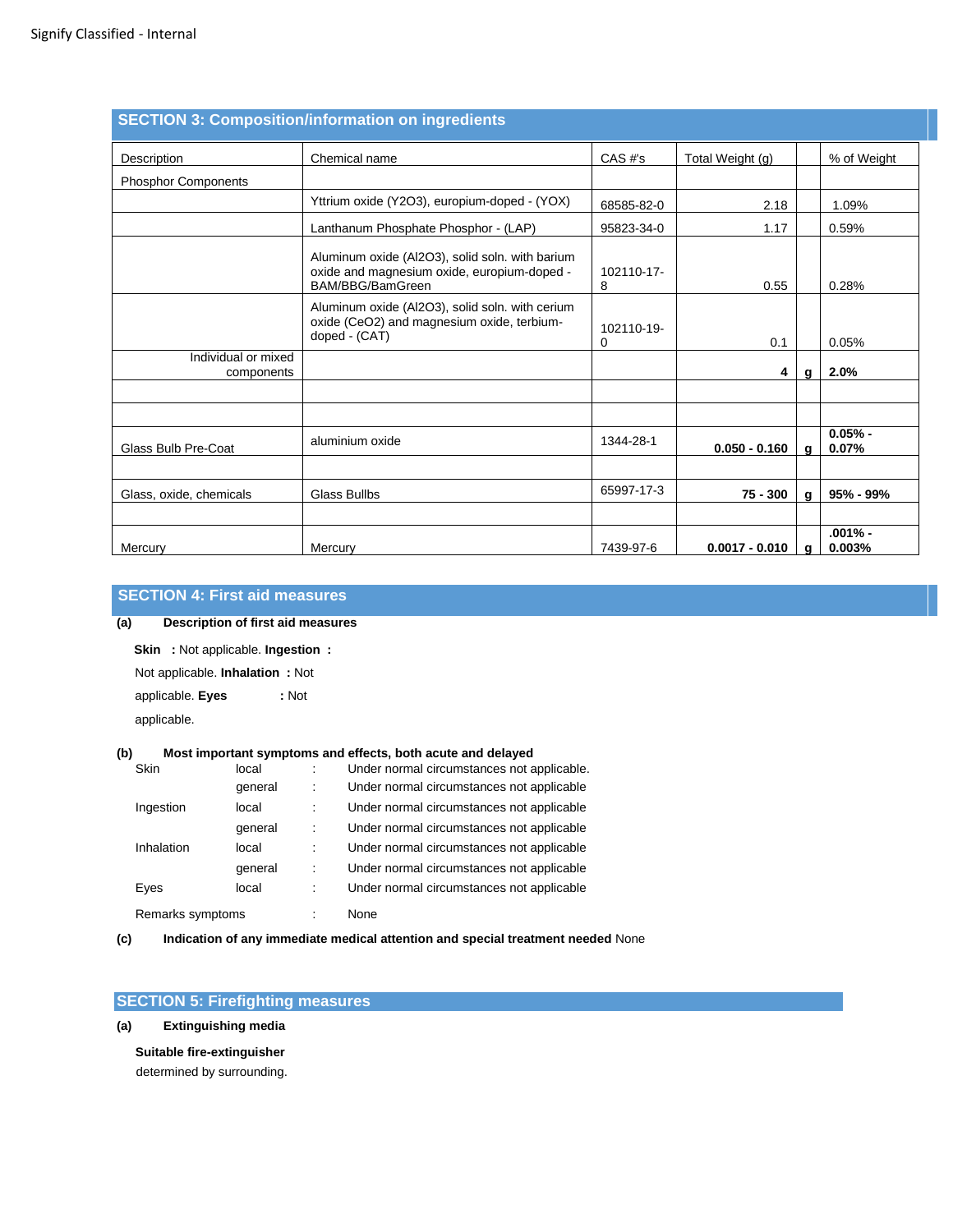## SECTION 3: Composition/information on ingredients

| Description | Chemical name | CAS #'s | Total Weight (g) | | % of Weight |
|---|---|---|---|---|---|
| Phosphor Components | | | | | |
| | Yttrium oxide (Y2O3), europium-doped - (YOX) | 68585-82-0 | 2.18 | | 1.09% |
| | Lanthanum Phosphate Phosphor - (LAP) | 95823-34-0 | 1.17 | | 0.59% |
| | Aluminum oxide (Al2O3), solid soln. with barium oxide and magnesium oxide, europium-doped - BAM/BBG/BamGreen | 102110-17-8 | 0.55 | | 0.28% |
| | Aluminum oxide (Al2O3), solid soln. with cerium oxide (CeO2) and magnesium oxide, terbium-doped - (CAT) | 102110-19-0 | 0.1 | | 0.05% |
| Individual or mixed components | | | **4** | **g** | **2.0%** |
| | | | | | |
| | | | | | |
| Glass Bulb Pre-Coat | aluminium oxide | 1344-28-1 | **0.050 - 0.160** | **g** | **0.05% - 0.07%** |
| | | | | | |
| Glass, oxide, chemicals | Glass Bullbs | 65997-17-3 | **75 - 300** | **g** | **95% - 99%** |
| | | | | | |
| Mercury | Mercury | 7439-97-6 | **0.0017 - 0.010** | **g** | **.001% - 0.003%** |

## SECTION 4: First aid measures

**(a) Description of first aid measures**

**Skin** : Not applicable. **Ingestion** : Not applicable. **Inhalation** : Not applicable. **Eyes** : Not applicable.

**(b) Most important symptoms and effects, both acute and delayed**

| | | | |
|---|---|---|---|
| Skin | local | : | Under normal circumstances not applicable. |
| | general | : | Under normal circumstances not applicable |
| Ingestion | local | : | Under normal circumstances not applicable |
| | general | : | Under normal circumstances not applicable |
| Inhalation | local | : | Under normal circumstances not applicable |
| | general | : | Under normal circumstances not applicable |
| Eyes | local | : | Under normal circumstances not applicable |

Remarks symptoms : None

**(c) Indication of any immediate medical attention and special treatment needed** None

## SECTION 5: Firefighting measures

**(a) Extinguishing media**

**Suitable fire-extinguisher**

determined by surrounding.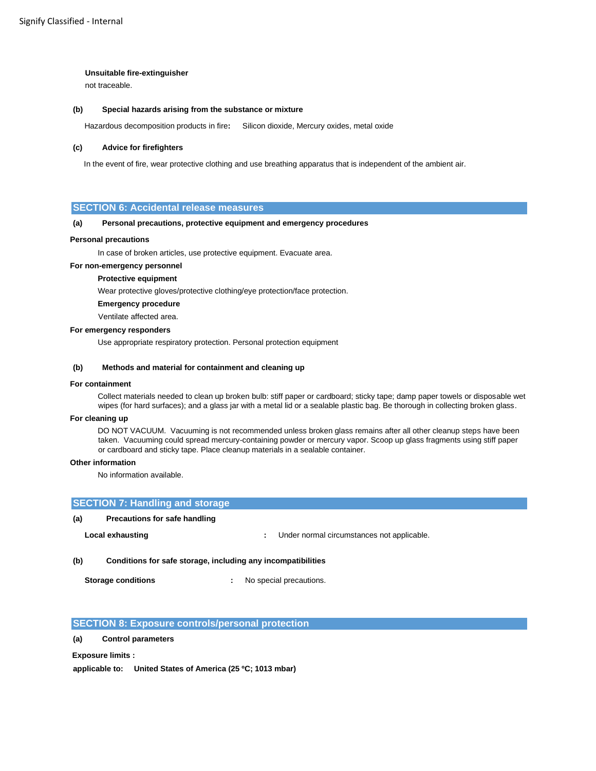**Unsuitable fire-extinguisher**

not traceable.

**(b) Special hazards arising from the substance or mixture**

Hazardous decomposition products in fire**:** Silicon dioxide, Mercury oxides, metal oxide

**(c) Advice for firefighters**

In the event of fire, wear protective clothing and use breathing apparatus that is independent of the ambient air.

## SECTION 6: Accidental release measures

**(a) Personal precautions, protective equipment and emergency procedures**

**Personal precautions**

In case of broken articles, use protective equipment. Evacuate area.

**For non-emergency personnel**

**Protective equipment**

Wear protective gloves/protective clothing/eye protection/face protection.

**Emergency procedure**

Ventilate affected area.

**For emergency responders**

Use appropriate respiratory protection. Personal protection equipment

**(b) Methods and material for containment and cleaning up**

**For containment**

Collect materials needed to clean up broken bulb: stiff paper or cardboard; sticky tape; damp paper towels or disposable wet wipes (for hard surfaces); and a glass jar with a metal lid or a sealable plastic bag. Be thorough in collecting broken glass.

**For cleaning up**

DO NOT VACUUM. Vacuuming is not recommended unless broken glass remains after all other cleanup steps have been taken. Vacuuming could spread mercury-containing powder or mercury vapor. Scoop up glass fragments using stiff paper or cardboard and sticky tape. Place cleanup materials in a sealable container.

**Other information**

No information available.

## SECTION 7: Handling and storage

**(a) Precautions for safe handling**

**Local exhausting** : Under normal circumstances not applicable.

**(b) Conditions for safe storage, including any incompatibilities**

**Storage conditions** : No special precautions.

## SECTION 8: Exposure controls/personal protection

**(a) Control parameters**

**Exposure limits :**

**applicable to: United States of America (25 ºC; 1013 mbar)**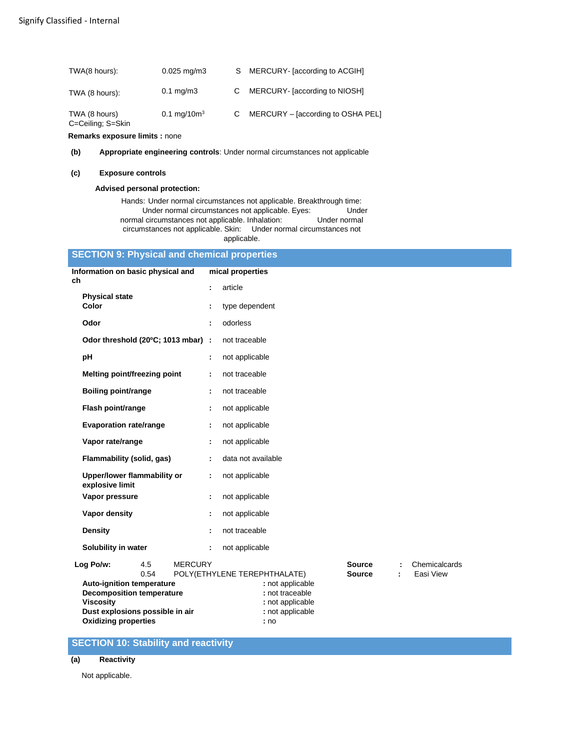| TWA(8 hours): | 0.025 mg/m3 | S | MERCURY- [according to ACGIH] |
|---|---|---|---|
| TWA (8 hours): | 0.1 mg/m3 | C | MERCURY- [according to NIOSH] |
| TWA (8 hours) | 0.1 mg/10m³ | C | MERCURY – [according to OSHA PEL] |

C=Ceiling; S=Skin

**Remarks exposure limits :** none

**(b) Appropriate engineering controls**: Under normal circumstances not applicable

**(c) Exposure controls**

**Advised personal protection:**

Hands: Under normal circumstances not applicable. Breakthrough time: Under normal circumstances not applicable. Eyes: Under normal circumstances not applicable. Inhalation: Under normal circumstances not applicable. Skin: Under normal circumstances not applicable.

## SECTION 9: Physical and chemical properties

**Information on basic physical and chemical properties**

| | | |
|---|---|---|
| **Physical state** | : | article |
| **Color** | : | type dependent |
| **Odor** | : | odorless |
| **Odor threshold (20ºC; 1013 mbar)** | : | not traceable |
| **pH** | : | not applicable |
| **Melting point/freezing point** | : | not traceable |
| **Boiling point/range** | : | not traceable |
| **Flash point/range** | : | not applicable |
| **Evaporation rate/range** | : | not applicable |
| **Vapor rate/range** | : | not applicable |
| **Flammability (solid, gas)** | : | data not available |
| **Upper/lower flammability or explosive limit** | : | not applicable |
| **Vapor pressure** | : | not applicable |
| **Vapor density** | : | not applicable |
| **Density** | : | not traceable |
| **Solubility in water** | : | not applicable |

| **Log Po/w:** | | | | |
|---|---|---|---|---|
| 4.5 | MERCURY | **Source** | : | Chemicalcards |
| 0.54 | POLY(ETHYLENE TEREPHTHALATE) | **Source** | : | Easi View |

| | |
|---|---|
| **Auto-ignition temperature** | : not applicable |
| **Decomposition temperature** | : not traceable |
| **Viscosity** | : not applicable |
| **Dust explosions possible in air** | : not applicable |
| **Oxidizing properties** | : no |

## SECTION 10: Stability and reactivity

**(a) Reactivity**

Not applicable.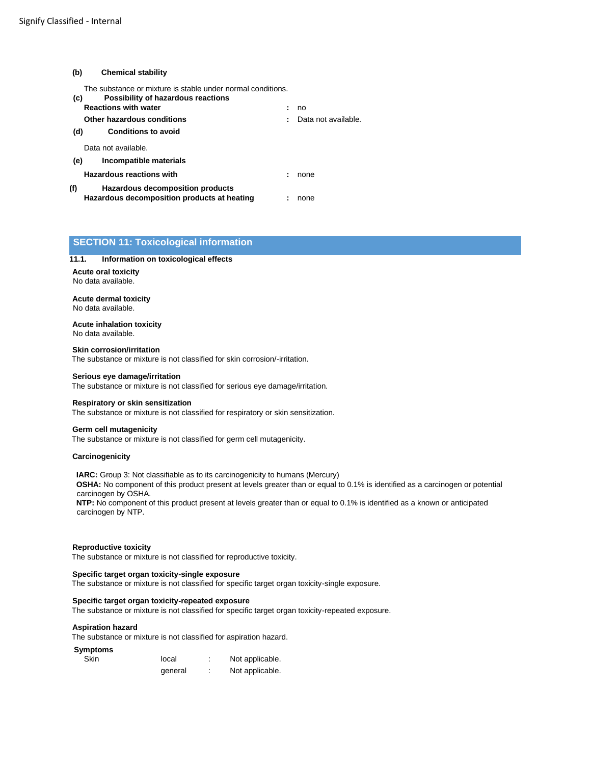**(b) Chemical stability**

The substance or mixture is stable under normal conditions.

**(c) Possibility of hazardous reactions**

| | | |
|---|---|---|
| **Reactions with water** | : | no |
| **Other hazardous conditions** | : | Data not available. |

**(d) Conditions to avoid**

Data not available.

**(e) Incompatible materials**

| | | |
|---|---|---|
| **Hazardous reactions with** | : | none |

**(f) Hazardous decomposition products**

| | | |
|---|---|---|
| **Hazardous decomposition products at heating** | : | none |

## SECTION 11: Toxicological information

### 11.1. Information on toxicological effects

**Acute oral toxicity**
No data available.

**Acute dermal toxicity**
No data available.

**Acute inhalation toxicity**
No data available.

**Skin corrosion/irritation**
The substance or mixture is not classified for skin corrosion/-irritation.

**Serious eye damage/irritation**
The substance or mixture is not classified for serious eye damage/irritation.

**Respiratory or skin sensitization**
The substance or mixture is not classified for respiratory or skin sensitization.

**Germ cell mutagenicity**
The substance or mixture is not classified for germ cell mutagenicity.

**Carcinogenicity**

**IARC:** Group 3: Not classifiable as to its carcinogenicity to humans (Mercury)
**OSHA:** No component of this product present at levels greater than or equal to 0.1% is identified as a carcinogen or potential carcinogen by OSHA.
**NTP:** No component of this product present at levels greater than or equal to 0.1% is identified as a known or anticipated carcinogen by NTP.

**Reproductive toxicity**
The substance or mixture is not classified for reproductive toxicity.

**Specific target organ toxicity-single exposure**
The substance or mixture is not classified for specific target organ toxicity-single exposure.

**Specific target organ toxicity-repeated exposure**
The substance or mixture is not classified for specific target organ toxicity-repeated exposure.

**Aspiration hazard**
The substance or mixture is not classified for aspiration hazard.

**Symptoms**

| | | | |
|---|---|---|---|
| Skin | local | : | Not applicable. |
| | general | : | Not applicable. |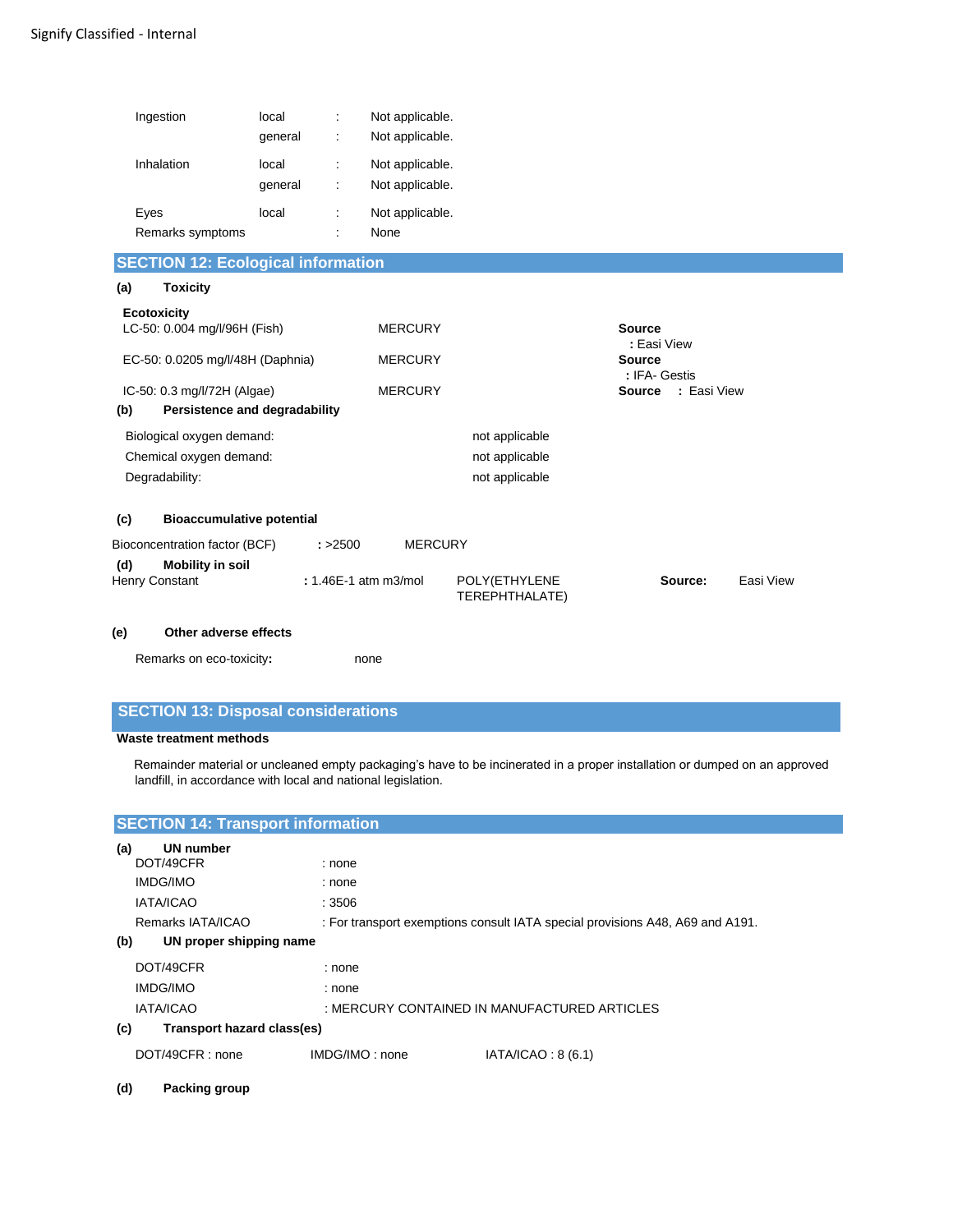| | | | |
|---|---|---|---|
| Ingestion | local | : | Not applicable. |
| | general | : | Not applicable. |
| Inhalation | local | : | Not applicable. |
| | general | : | Not applicable. |
| Eyes | local | : | Not applicable. |
| Remarks symptoms | | : | None |

## SECTION 12: Ecological information

**(a) Toxicity**

**Ecotoxicity**

| | | |
|---|---|---|
| LC-50: 0.004 mg/l/96H (Fish) | MERCURY | **Source** : Easi View |
| EC-50: 0.0205 mg/l/48H (Daphnia) | MERCURY | **Source** : IFA- Gestis |
| IC-50: 0.3 mg/l/72H (Algae) | MERCURY | **Source** : Easi View |

**(b) Persistence and degradability**

| | |
|---|---|
| Biological oxygen demand: | not applicable |
| Chemical oxygen demand: | not applicable |
| Degradability: | not applicable |

**(c) Bioaccumulative potential**

Bioconcentration factor (BCF) **:** >2500 MERCURY

**(d) Mobility in soil**

Henry Constant **:** 1.46E-1 atm m3/mol POLY(ETHYLENE TEREPHTHALATE) **Source:** Easi View

**(e) Other adverse effects**

Remarks on eco-toxicity**:** none

## SECTION 13: Disposal considerations

**Waste treatment methods**

Remainder material or uncleaned empty packaging's have to be incinerated in a proper installation or dumped on an approved landfill, in accordance with local and national legislation.

## SECTION 14: Transport information

**(a) UN number**

| | |
|---|---|
| DOT/49CFR | : none |
| IMDG/IMO | : none |
| IATA/ICAO | : 3506 |
| Remarks IATA/ICAO | : For transport exemptions consult IATA special provisions A48, A69 and A191. |

**(b) UN proper shipping name**

| | |
|---|---|
| DOT/49CFR | : none |
| IMDG/IMO | : none |
| IATA/ICAO | : MERCURY CONTAINED IN MANUFACTURED ARTICLES |

**(c) Transport hazard class(es)**

DOT/49CFR : none IMDG/IMO : none IATA/ICAO : 8 (6.1)

**(d) Packing group**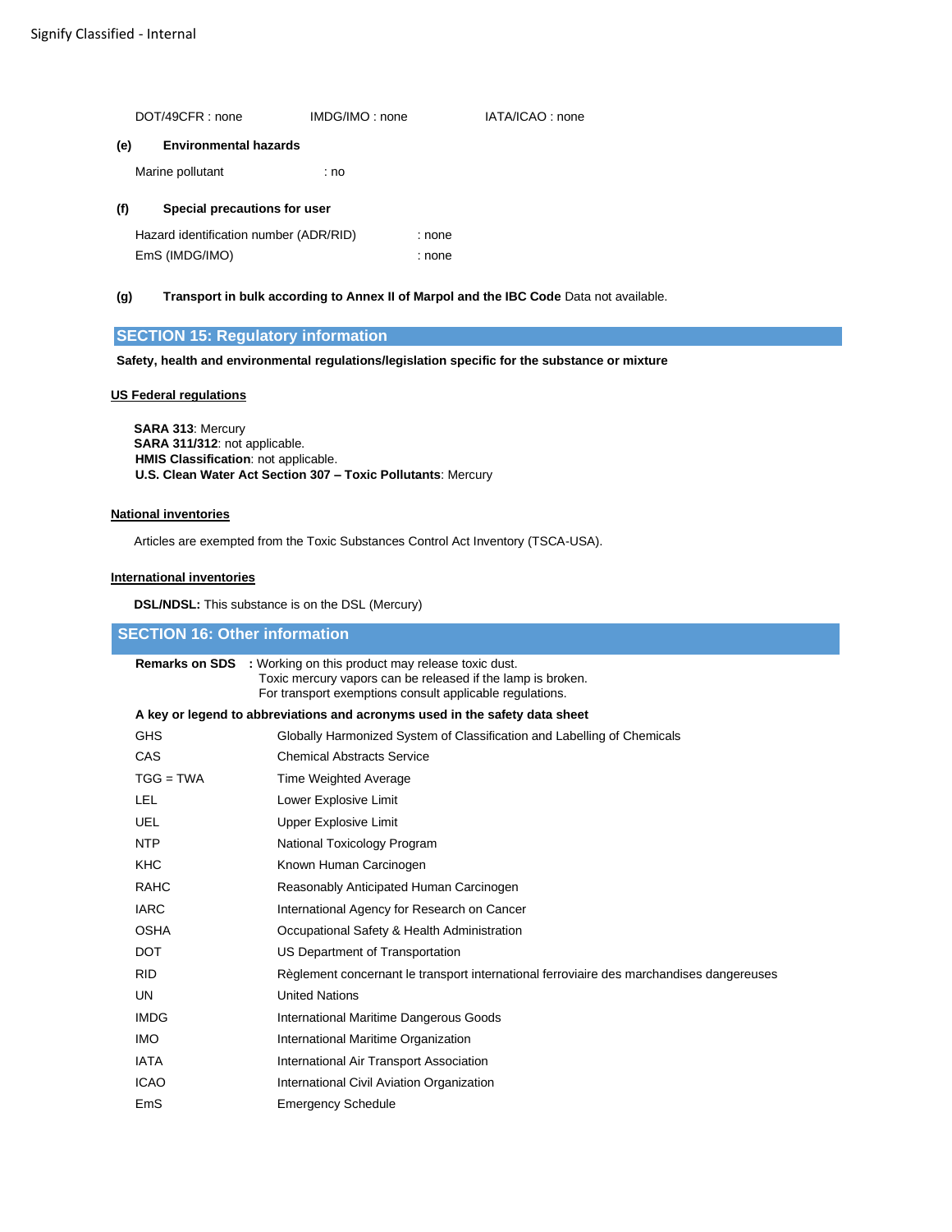DOT/49CFR : none IMDG/IMO : none IATA/ICAO : none

**(e) Environmental hazards**

Marine pollutant : no

**(f) Special precautions for user**

Hazard identification number (ADR/RID) : none

EmS (IMDG/IMO) : none

**(g) Transport in bulk according to Annex II of Marpol and the IBC Code** Data not available.

## SECTION 15: Regulatory information

**Safety, health and environmental regulations/legislation specific for the substance or mixture**

**US Federal regulations**

**SARA 313**: Mercury
**SARA 311/312**: not applicable.
**HMIS Classification**: not applicable.
**U.S. Clean Water Act Section 307 – Toxic Pollutants**: Mercury

**National inventories**

Articles are exempted from the Toxic Substances Control Act Inventory (TSCA-USA).

**International inventories**

**DSL/NDSL:** This substance is on the DSL (Mercury)

## SECTION 16: Other information

**Remarks on SDS** : Working on this product may release toxic dust.
Toxic mercury vapors can be released if the lamp is broken.
For transport exemptions consult applicable regulations.

**A key or legend to abbreviations and acronyms used in the safety data sheet**

| | |
|---|---|
| GHS | Globally Harmonized System of Classification and Labelling of Chemicals |
| CAS | Chemical Abstracts Service |
| TGG = TWA | Time Weighted Average |
| LEL | Lower Explosive Limit |
| UEL | Upper Explosive Limit |
| NTP | National Toxicology Program |
| KHC | Known Human Carcinogen |
| RAHC | Reasonably Anticipated Human Carcinogen |
| IARC | International Agency for Research on Cancer |
| OSHA | Occupational Safety & Health Administration |
| DOT | US Department of Transportation |
| RID | Règlement concernant le transport international ferroviaire des marchandises dangereuses |
| UN | United Nations |
| IMDG | International Maritime Dangerous Goods |
| IMO | International Maritime Organization |
| IATA | International Air Transport Association |
| ICAO | International Civil Aviation Organization |
| EmS | Emergency Schedule |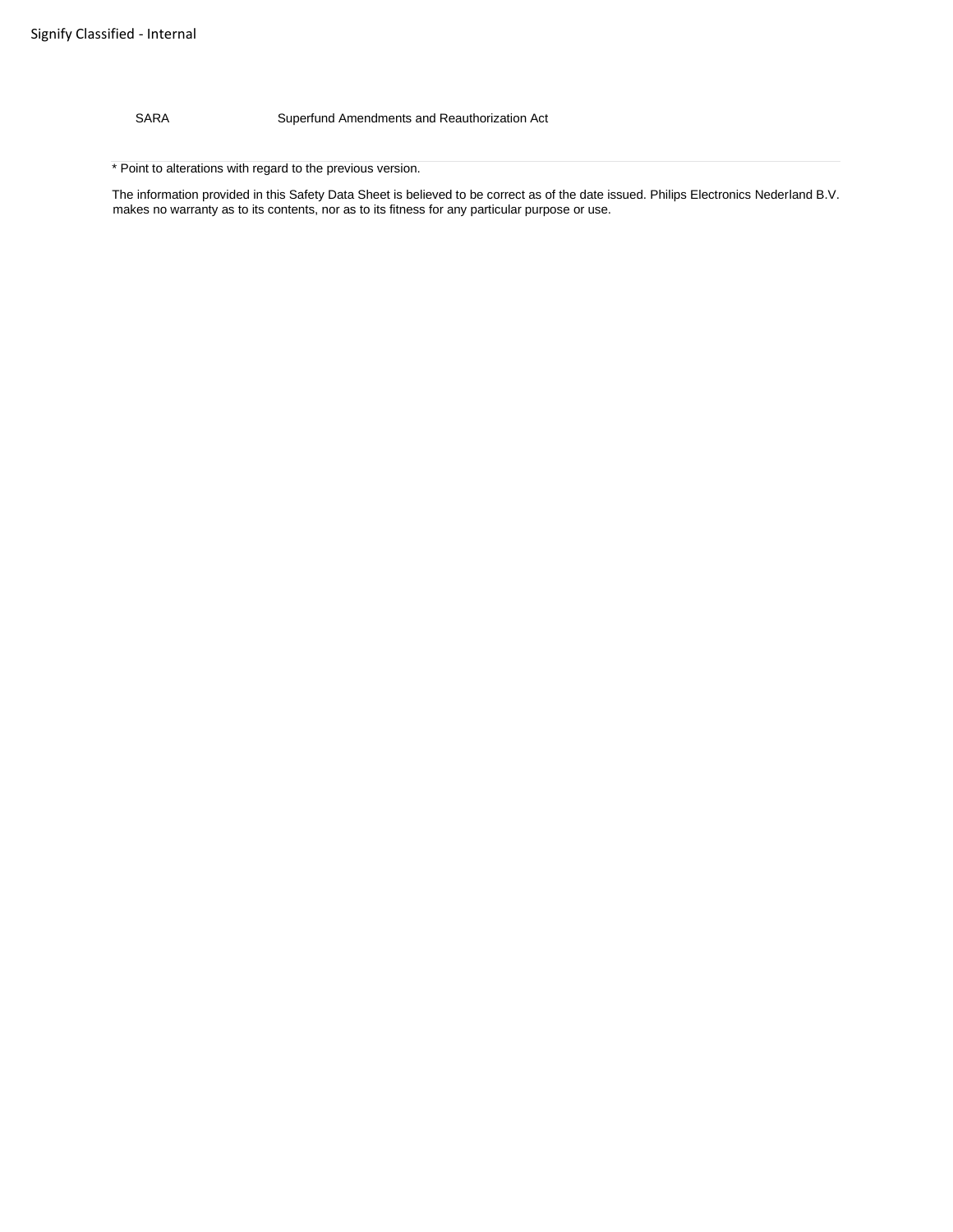| | |
|---|---|
| SARA | Superfund Amendments and Reauthorization Act |

* Point to alterations with regard to the previous version.

The information provided in this Safety Data Sheet is believed to be correct as of the date issued. Philips Electronics Nederland B.V. makes no warranty as to its contents, nor as to its fitness for any particular purpose or use.